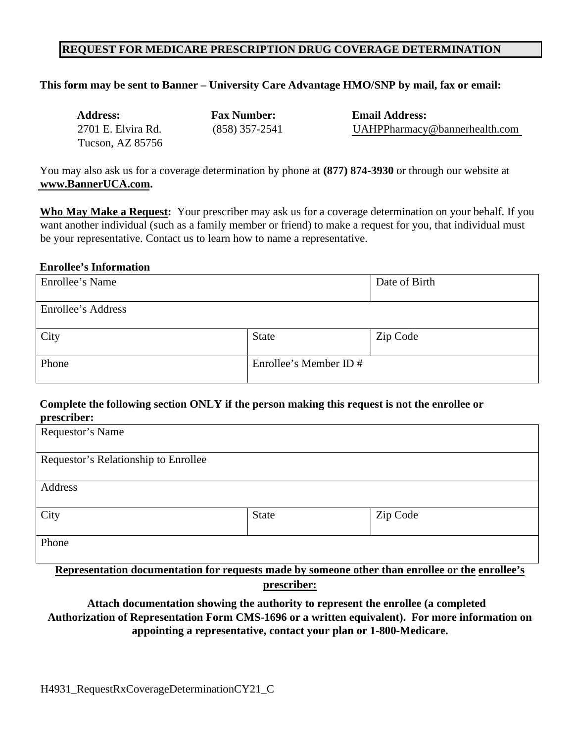# REQUEST FOR MEDICARE PRESCRIPTION DRUG COVERAGE DETERMINATION

**This form may be sent to Banner – University Care Advantage HMO/SNP by mail, fax or email:**

| **Address:** | **Fax Number:** | **Email Address:** |
|---|---|---|
| 2701 E. Elvira Rd.<br>Tucson, AZ 85756 | (858) 357-2541 | UAHPPharmacy@bannerhealth.com |

You may also ask us for a coverage determination by phone at **(877) 874-3930** or through our website at **www.BannerUCA.com.**

**Who May Make a Request:** Your prescriber may ask us for a coverage determination on your behalf. If you want another individual (such as a family member or friend) to make a request for you, that individual must be your representative. Contact us to learn how to name a representative.

**Enrollee's Information**

| Enrollee's Name | | Date of Birth |
|---|---|---|
| Enrollee's Address | | |
| City | State | Zip Code |
| Phone | Enrollee's Member ID # | |

**Complete the following section ONLY if the person making this request is not the enrollee or prescriber:**

| Requestor's Name | | |
|---|---|---|
| Requestor's Relationship to Enrollee | | |
| Address | | |
| City | State | Zip Code |
| Phone | | |

**Representation documentation for requests made by someone other than enrollee or the enrollee's prescriber:**

**Attach documentation showing the authority to represent the enrollee (a completed Authorization of Representation Form CMS-1696 or a written equivalent). For more information on appointing a representative, contact your plan or 1-800-Medicare.**

H4931_RequestRxCoverageDeterminationCY21_C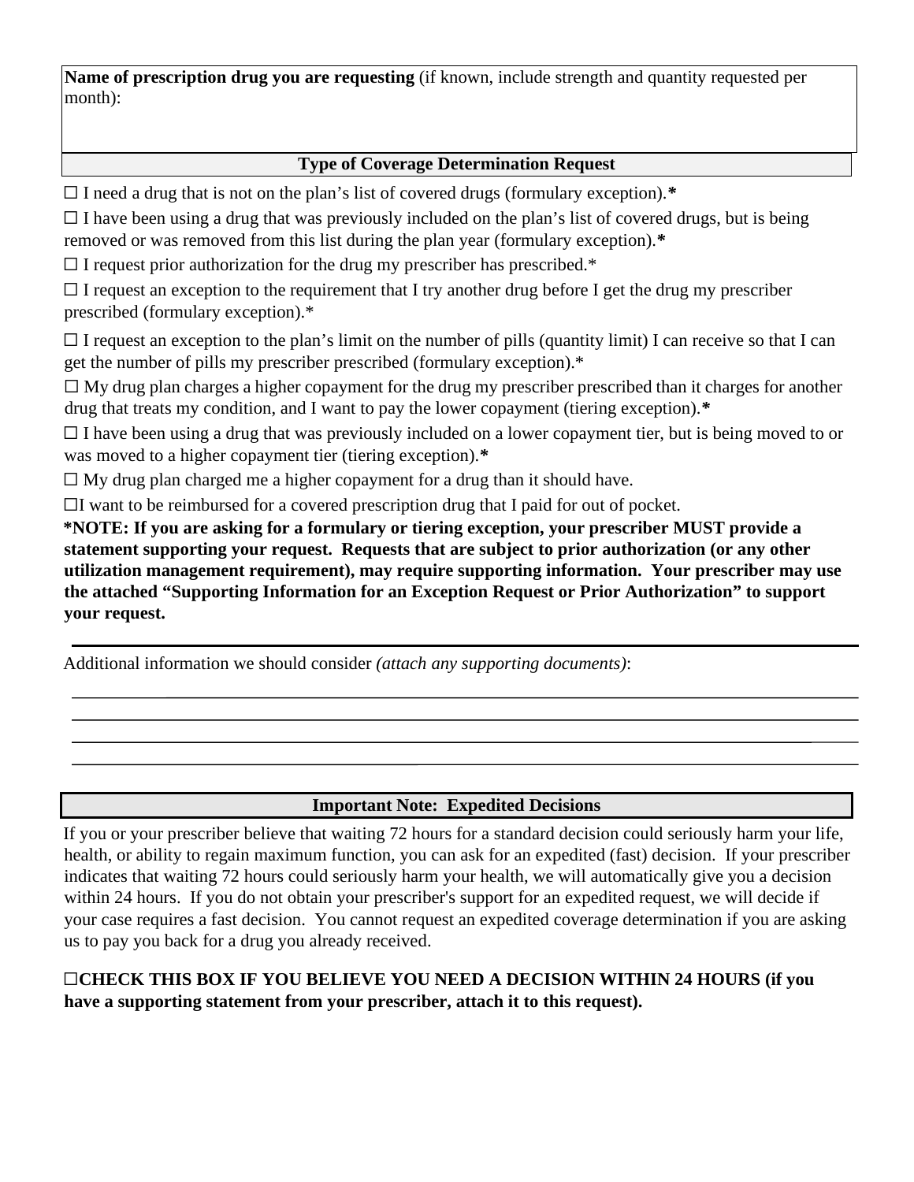**Name of prescription drug you are requesting** (if known, include strength and quantity requested per month):

### Type of Coverage Determination Request

☐ I need a drug that is not on the plan's list of covered drugs (formulary exception).**\***

☐ I have been using a drug that was previously included on the plan's list of covered drugs, but is being removed or was removed from this list during the plan year (formulary exception).**\***

☐ I request prior authorization for the drug my prescriber has prescribed.*

☐ I request an exception to the requirement that I try another drug before I get the drug my prescriber prescribed (formulary exception).*

☐ I request an exception to the plan's limit on the number of pills (quantity limit) I can receive so that I can get the number of pills my prescriber prescribed (formulary exception).*

☐ My drug plan charges a higher copayment for the drug my prescriber prescribed than it charges for another drug that treats my condition, and I want to pay the lower copayment (tiering exception).**\***

☐ I have been using a drug that was previously included on a lower copayment tier, but is being moved to or was moved to a higher copayment tier (tiering exception).**\***

☐ My drug plan charged me a higher copayment for a drug than it should have.

☐I want to be reimbursed for a covered prescription drug that I paid for out of pocket.

**\*NOTE: If you are asking for a formulary or tiering exception, your prescriber MUST provide a statement supporting your request. Requests that are subject to prior authorization (or any other utilization management requirement), may require supporting information. Your prescriber may use the attached "Supporting Information for an Exception Request or Prior Authorization" to support your request.**

---

Additional information we should consider *(attach any supporting documents)*:

\_\_\_\_\_\_\_\_\_\_\_\_\_\_\_\_\_\_\_\_\_\_\_\_\_\_\_\_\_\_\_\_\_\_\_\_\_\_\_\_\_\_\_\_\_\_\_\_\_\_\_\_\_\_\_\_\_\_\_\_\_\_\_\_\_\_\_\_\_\_\_\_\_\_\_\_

\_\_\_\_\_\_\_\_\_\_\_\_\_\_\_\_\_\_\_\_\_\_\_\_\_\_\_\_\_\_\_\_\_\_\_\_\_\_\_\_\_\_\_\_\_\_\_\_\_\_\_\_\_\_\_\_\_\_\_\_\_\_\_\_\_\_\_\_\_\_\_\_\_\_\_\_

\_\_\_\_\_\_\_\_\_\_\_\_\_\_\_\_\_\_\_\_\_\_\_\_\_\_\_\_\_\_\_\_\_\_\_\_\_\_\_\_\_\_\_\_\_\_\_\_\_\_\_\_\_\_\_\_\_\_\_\_\_\_\_\_\_\_\_\_\_\_\_\_\_\_\_\_

\_\_\_\_\_\_\_\_\_\_\_\_\_\_\_\_\_\_\_\_\_\_\_\_\_\_\_\_\_\_\_\_\_\_\_\_\_\_\_\_\_\_\_\_\_\_\_\_\_\_\_\_\_\_\_\_\_\_\_\_\_\_\_\_\_\_\_\_\_\_\_\_\_\_\_\_

### Important Note: Expedited Decisions

If you or your prescriber believe that waiting 72 hours for a standard decision could seriously harm your life, health, or ability to regain maximum function, you can ask for an expedited (fast) decision. If your prescriber indicates that waiting 72 hours could seriously harm your health, we will automatically give you a decision within 24 hours. If you do not obtain your prescriber's support for an expedited request, we will decide if your case requires a fast decision. You cannot request an expedited coverage determination if you are asking us to pay you back for a drug you already received.

**☐CHECK THIS BOX IF YOU BELIEVE YOU NEED A DECISION WITHIN 24 HOURS (if you have a supporting statement from your prescriber, attach it to this request).**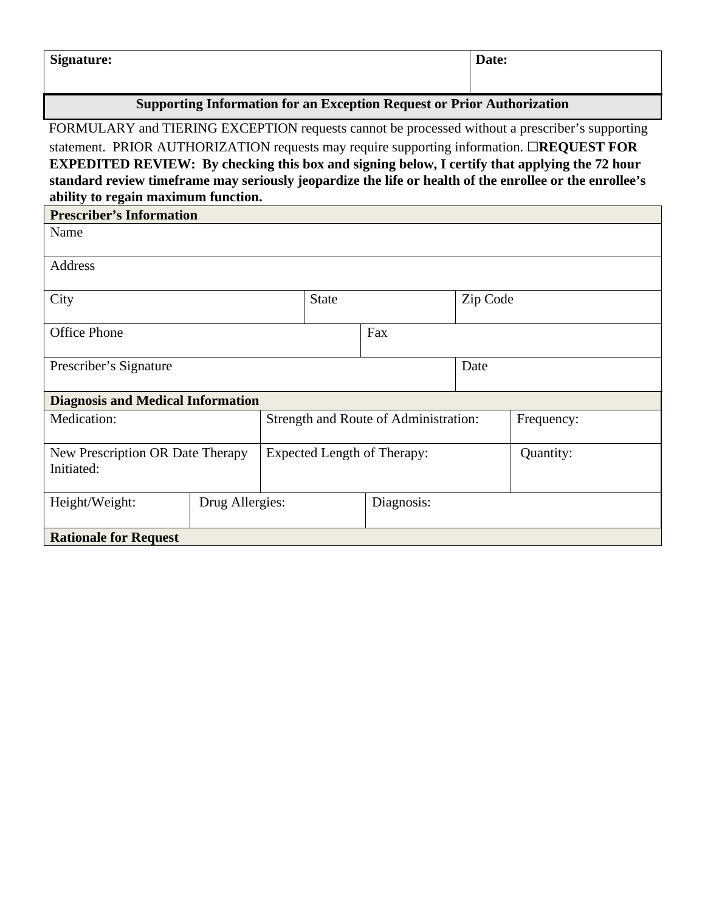| **Signature:** | **Date:** |
|---|---|

## Supporting Information for an Exception Request or Prior Authorization

FORMULARY and TIERING EXCEPTION requests cannot be processed without a prescriber's supporting statement. PRIOR AUTHORIZATION requests may require supporting information. ☐**REQUEST FOR EXPEDITED REVIEW: By checking this box and signing below, I certify that applying the 72 hour standard review timeframe may seriously jeopardize the life or health of the enrollee or the enrollee's ability to regain maximum function.**

**Prescriber's Information**

| Name | | |
|---|---|---|
| Address | | |
| City | State | Zip Code |
| Office Phone | Fax | |
| Prescriber's Signature | Date | |

**Diagnosis and Medical Information**

| Medication: | Strength and Route of Administration: | Frequency: |
|---|---|---|
| New Prescription OR Date Therapy Initiated: | Expected Length of Therapy: | Quantity: |
| Height/Weight: | Drug Allergies: | Diagnosis: |

**Rationale for Request**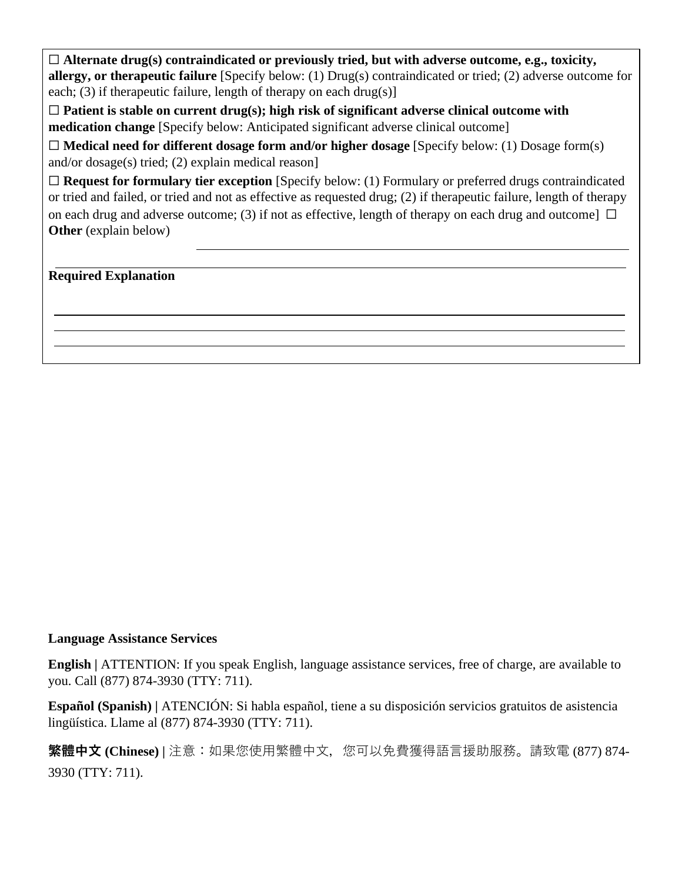☐ **Alternate drug(s) contraindicated or previously tried, but with adverse outcome, e.g., toxicity, allergy, or therapeutic failure** [Specify below: (1) Drug(s) contraindicated or tried; (2) adverse outcome for each; (3) if therapeutic failure, length of therapy on each drug(s)]

☐ **Patient is stable on current drug(s); high risk of significant adverse clinical outcome with medication change** [Specify below: Anticipated significant adverse clinical outcome]

☐ **Medical need for different dosage form and/or higher dosage** [Specify below: (1) Dosage form(s) and/or dosage(s) tried; (2) explain medical reason]

☐ **Request for formulary tier exception** [Specify below: (1) Formulary or preferred drugs contraindicated or tried and failed, or tried and not as effective as requested drug; (2) if therapeutic failure, length of therapy on each drug and adverse outcome; (3) if not as effective, length of therapy on each drug and outcome] ☐ **Other** (explain below)

______________________________________________________________________

______________________________________________________________________

**Required Explanation**

______________________________________________________________________

______________________________________________________________________

______________________________________________________________________

**Language Assistance Services**

**English |** ATTENTION: If you speak English, language assistance services, free of charge, are available to you. Call (877) 874-3930 (TTY: 711).

**Español (Spanish) |** ATENCIÓN: Si habla español, tiene a su disposición servicios gratuitos de asistencia lingüística. Llame al (877) 874-3930 (TTY: 711).

**繁體中文 (Chinese) |** 注意：如果您使用繁體中文，您可以免費獲得語言援助服務。請致電 (877) 874-3930 (TTY: 711).